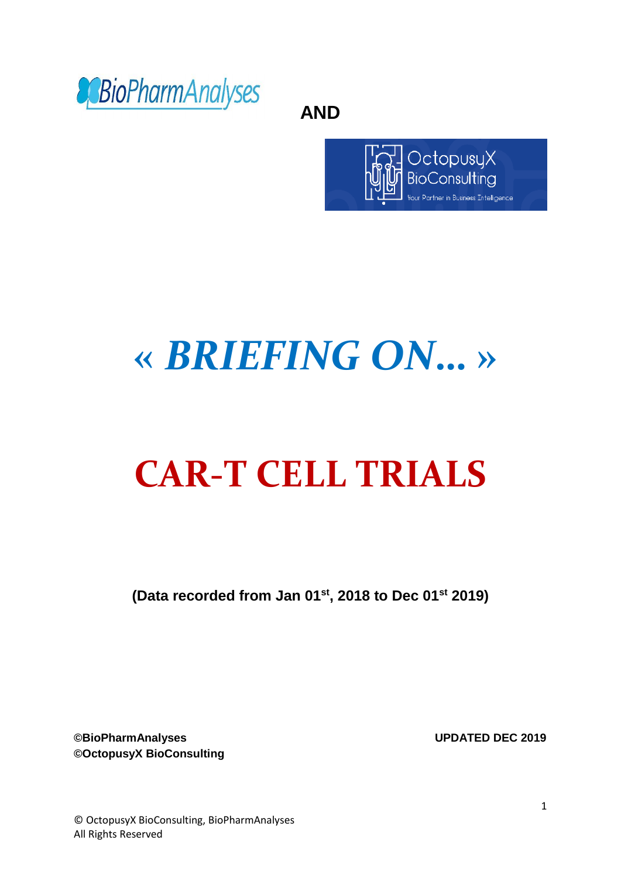BioPharmAnalyses

**AND**

OctopusyX BioConsulting
Your Partner in Business Intelligence

# « *BRIEFING ON…* »

# CAR-T CELL TRIALS

**(Data recorded from Jan 01st, 2018 to Dec 01st 2019)**

**©BioPharmAnalyses**
**©OctopusyX BioConsulting**

**UPDATED DEC 2019**

© OctopusyX BioConsulting, BioPharmAnalyses
All Rights Reserved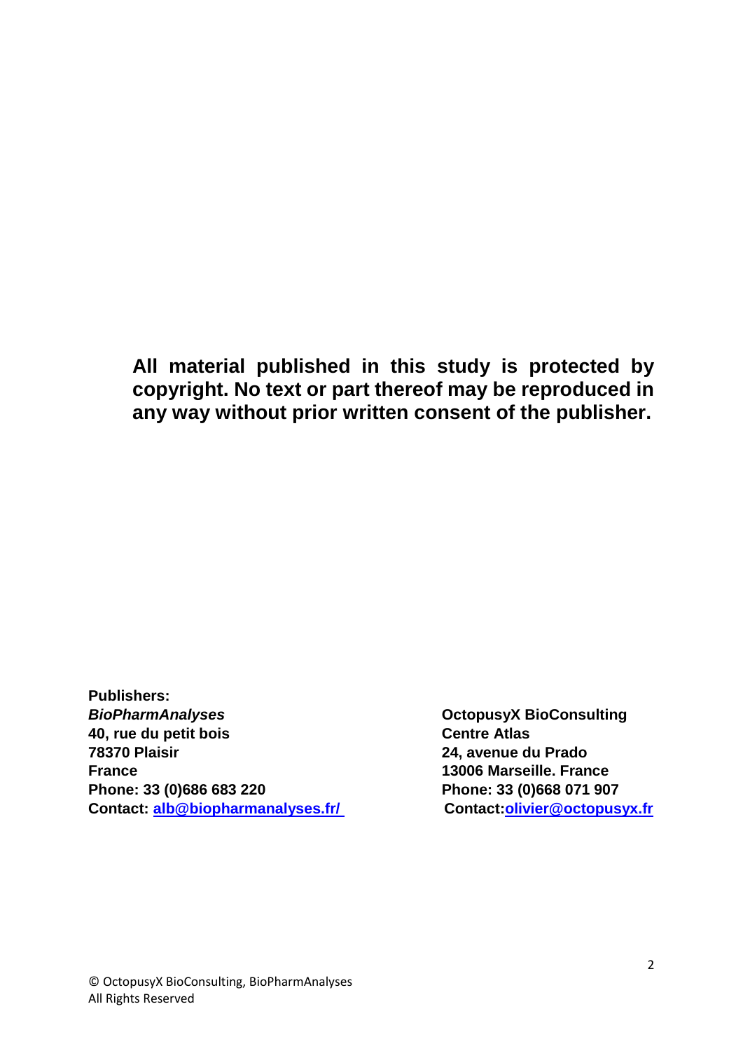**All material published in this study is protected by copyright. No text or part thereof may be reproduced in any way without prior written consent of the publisher.**

**Publishers:**

***BioPharmAnalyses***
**40, rue du petit bois**
**78370 Plaisir**
**France**
**Phone: 33 (0)686 683 220**
**Contact: alb@biopharmanalyses.fr/**

**OctopusyX BioConsulting**
**Centre Atlas**
**24, avenue du Prado**
**13006 Marseille. France**
**Phone: 33 (0)668 071 907**
**Contact:olivier@octopusyx.fr**

© OctopusyX BioConsulting, BioPharmAnalyses
All Rights Reserved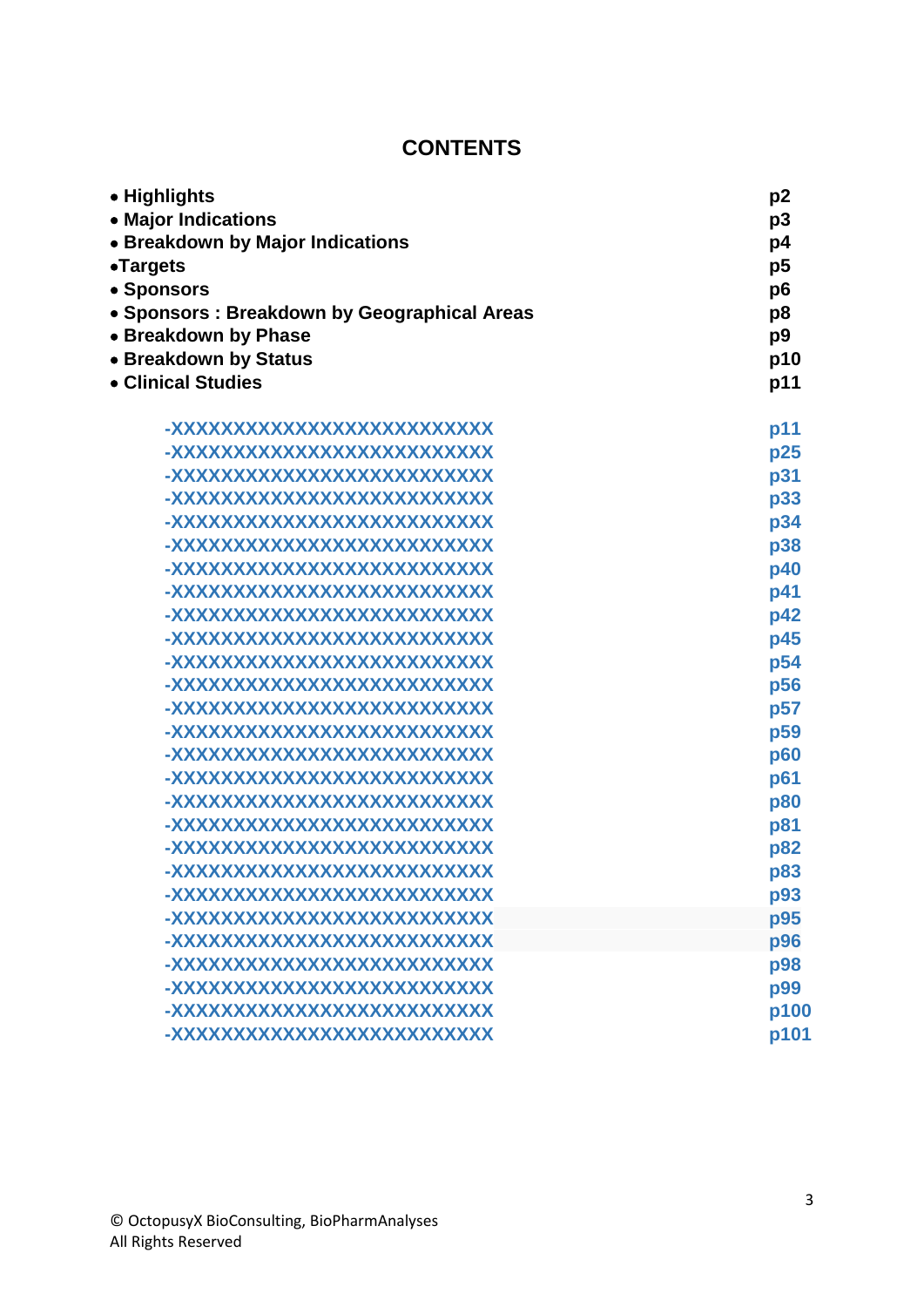# CONTENTS

| | |
|---|---|
| • **Highlights** | **p2** |
| • **Major Indications** | **p3** |
| • **Breakdown by Major Indications** | **p4** |
| •**Targets** | **p5** |
| • **Sponsors** | **p6** |
| • **Sponsors : Breakdown by Geographical Areas** | **p8** |
| • **Breakdown by Phase** | **p9** |
| • **Breakdown by Status** | **p10** |
| • **Clinical Studies** | **p11** |
| **-XXXXXXXXXXXXXXXXXXXXXXXXX** | **p11** |
| **-XXXXXXXXXXXXXXXXXXXXXXXXX** | **p25** |
| **-XXXXXXXXXXXXXXXXXXXXXXXXX** | **p31** |
| **-XXXXXXXXXXXXXXXXXXXXXXXXX** | **p33** |
| **-XXXXXXXXXXXXXXXXXXXXXXXXX** | **p34** |
| **-XXXXXXXXXXXXXXXXXXXXXXXXX** | **p38** |
| **-XXXXXXXXXXXXXXXXXXXXXXXXX** | **p40** |
| **-XXXXXXXXXXXXXXXXXXXXXXXXX** | **p41** |
| **-XXXXXXXXXXXXXXXXXXXXXXXXX** | **p42** |
| **-XXXXXXXXXXXXXXXXXXXXXXXXX** | **p45** |
| **-XXXXXXXXXXXXXXXXXXXXXXXXX** | **p54** |
| **-XXXXXXXXXXXXXXXXXXXXXXXXX** | **p56** |
| **-XXXXXXXXXXXXXXXXXXXXXXXXX** | **p57** |
| **-XXXXXXXXXXXXXXXXXXXXXXXXX** | **p59** |
| **-XXXXXXXXXXXXXXXXXXXXXXXXX** | **p60** |
| **-XXXXXXXXXXXXXXXXXXXXXXXXX** | **p61** |
| **-XXXXXXXXXXXXXXXXXXXXXXXXX** | **p80** |
| **-XXXXXXXXXXXXXXXXXXXXXXXXX** | **p81** |
| **-XXXXXXXXXXXXXXXXXXXXXXXXX** | **p82** |
| **-XXXXXXXXXXXXXXXXXXXXXXXXX** | **p83** |
| **-XXXXXXXXXXXXXXXXXXXXXXXXX** | **p93** |
| **-XXXXXXXXXXXXXXXXXXXXXXXXX** | **p95** |
| **-XXXXXXXXXXXXXXXXXXXXXXXXX** | **p96** |
| **-XXXXXXXXXXXXXXXXXXXXXXXXX** | **p98** |
| **-XXXXXXXXXXXXXXXXXXXXXXXXX** | **p99** |
| **-XXXXXXXXXXXXXXXXXXXXXXXXX** | **p100** |
| **-XXXXXXXXXXXXXXXXXXXXXXXXX** | **p101** |

© OctopusyX BioConsulting, BioPharmAnalyses
All Rights Reserved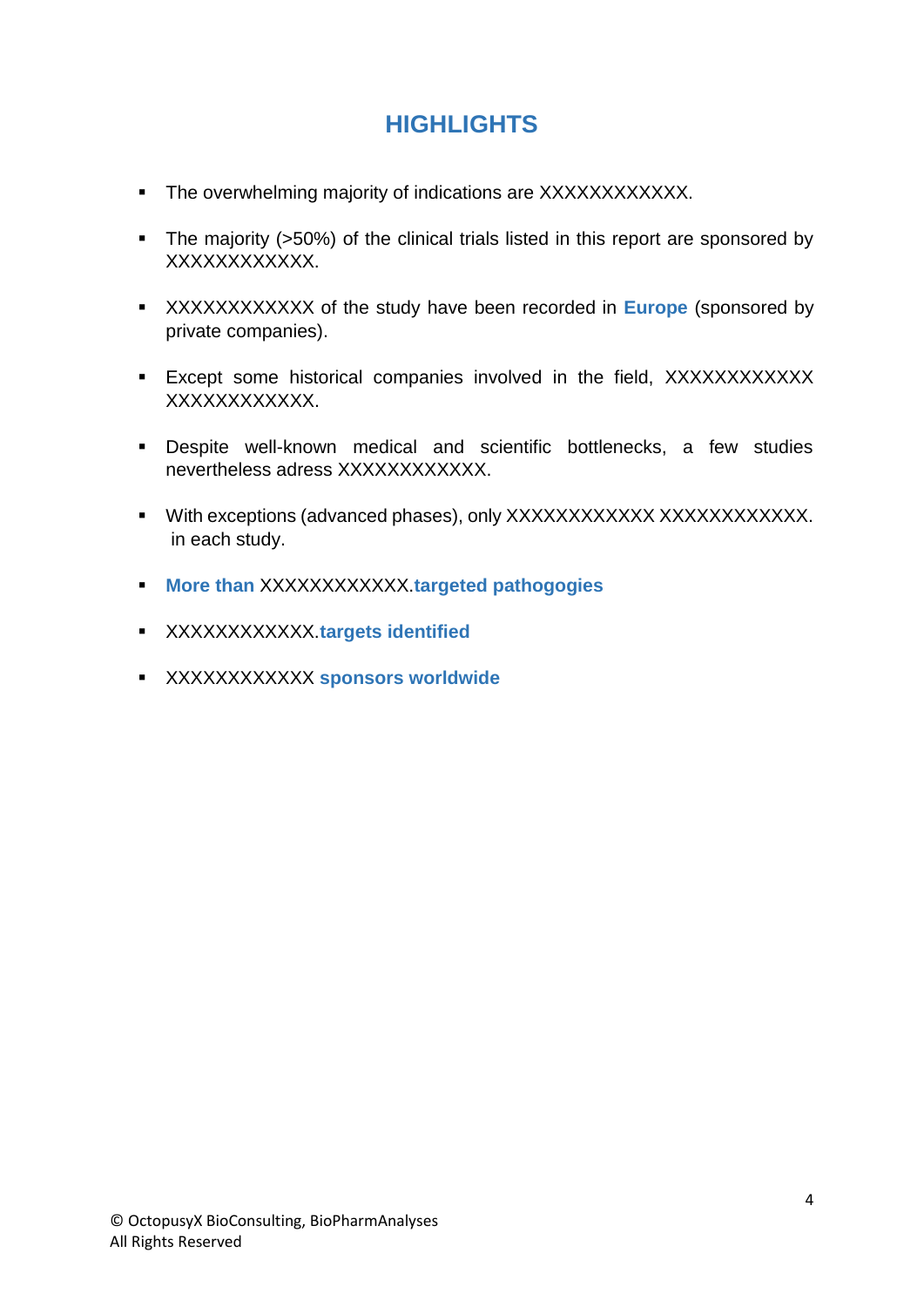# HIGHLIGHTS

- The overwhelming majority of indications are XXXXXXXXXXXX.
- The majority (>50%) of the clinical trials listed in this report are sponsored by XXXXXXXXXXXX.
- XXXXXXXXXXXX of the study have been recorded in **Europe** (sponsored by private companies).
- Except some historical companies involved in the field, XXXXXXXXXXXX XXXXXXXXXXXX.
- Despite well-known medical and scientific bottlenecks, a few studies nevertheless adress XXXXXXXXXXXX.
- With exceptions (advanced phases), only XXXXXXXXXXXX XXXXXXXXXXXX. in each study.
- **More than** XXXXXXXXXXXX.**targeted pathogogies**
- XXXXXXXXXXXX.**targets identified**
- XXXXXXXXXXXX **sponsors worldwide**

© OctopusyX BioConsulting, BioPharmAnalyses
All Rights Reserved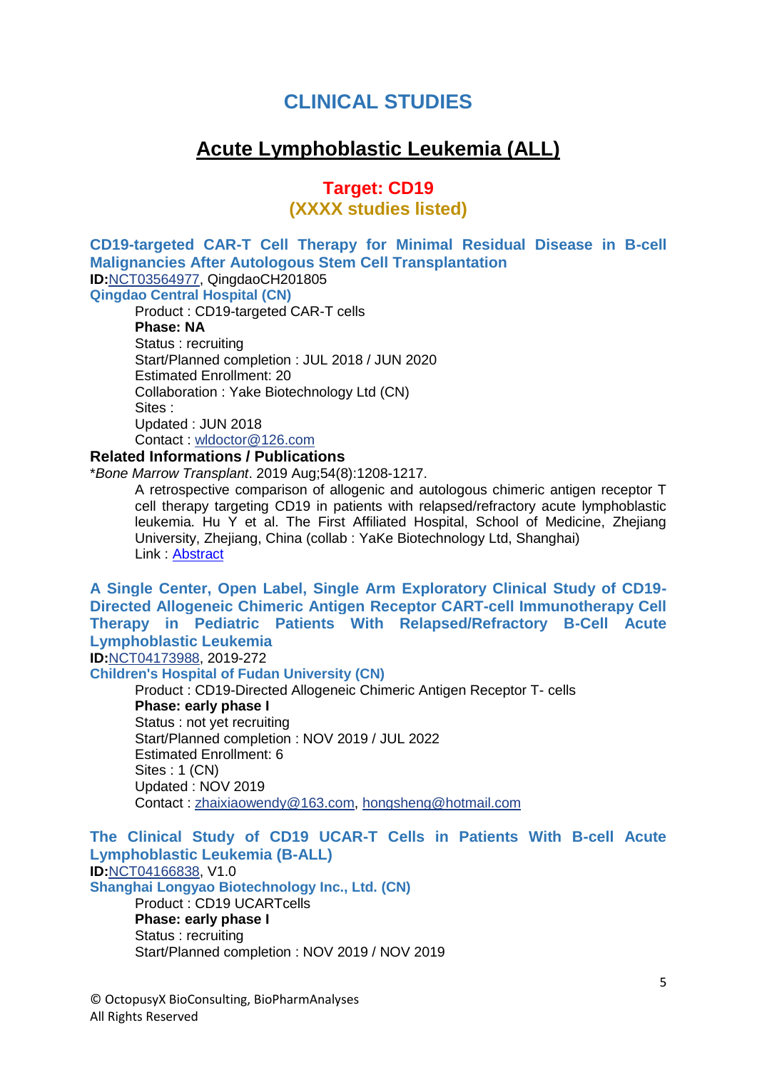# CLINICAL STUDIES

## Acute Lymphoblastic Leukemia (ALL)

### Target: CD19

**(XXXX studies listed)**

**CD19-targeted CAR-T Cell Therapy for Minimal Residual Disease in B-cell Malignancies After Autologous Stem Cell Transplantation**

**ID:**NCT03564977, QingdaoCH201805

**Qingdao Central Hospital (CN)**

Product : CD19-targeted CAR-T cells
**Phase: NA**
Status : recruiting
Start/Planned completion : JUL 2018 / JUN 2020
Estimated Enrollment: 20
Collaboration : Yake Biotechnology Ltd (CN)
Sites :
Updated : JUN 2018
Contact : wldoctor@126.com

**Related Informations / Publications**

*_Bone Marrow Transplant_. 2019 Aug;54(8):1208-1217.

A retrospective comparison of allogenic and autologous chimeric antigen receptor T cell therapy targeting CD19 in patients with relapsed/refractory acute lymphoblastic leukemia. Hu Y et al. The First Affiliated Hospital, School of Medicine, Zhejiang University, Zhejiang, China (collab : YaKe Biotechnology Ltd, Shanghai)
Link : Abstract

**A Single Center, Open Label, Single Arm Exploratory Clinical Study of CD19-Directed Allogeneic Chimeric Antigen Receptor CART-cell Immunotherapy Cell Therapy in Pediatric Patients With Relapsed/Refractory B-Cell Acute Lymphoblastic Leukemia**

**ID:**NCT04173988, 2019-272

**Children's Hospital of Fudan University (CN)**

Product : CD19-Directed Allogeneic Chimeric Antigen Receptor T- cells
**Phase: early phase I**
Status : not yet recruiting
Start/Planned completion : NOV 2019 / JUL 2022
Estimated Enrollment: 6
Sites : 1 (CN)
Updated : NOV 2019
Contact : zhaixiaowendy@163.com, hongsheng@hotmail.com

**The Clinical Study of CD19 UCAR-T Cells in Patients With B-cell Acute Lymphoblastic Leukemia (B-ALL)**

**ID:**NCT04166838, V1.0

**Shanghai Longyao Biotechnology Inc., Ltd. (CN)**

Product : CD19 UCARTcells
**Phase: early phase I**
Status : recruiting
Start/Planned completion : NOV 2019 / NOV 2019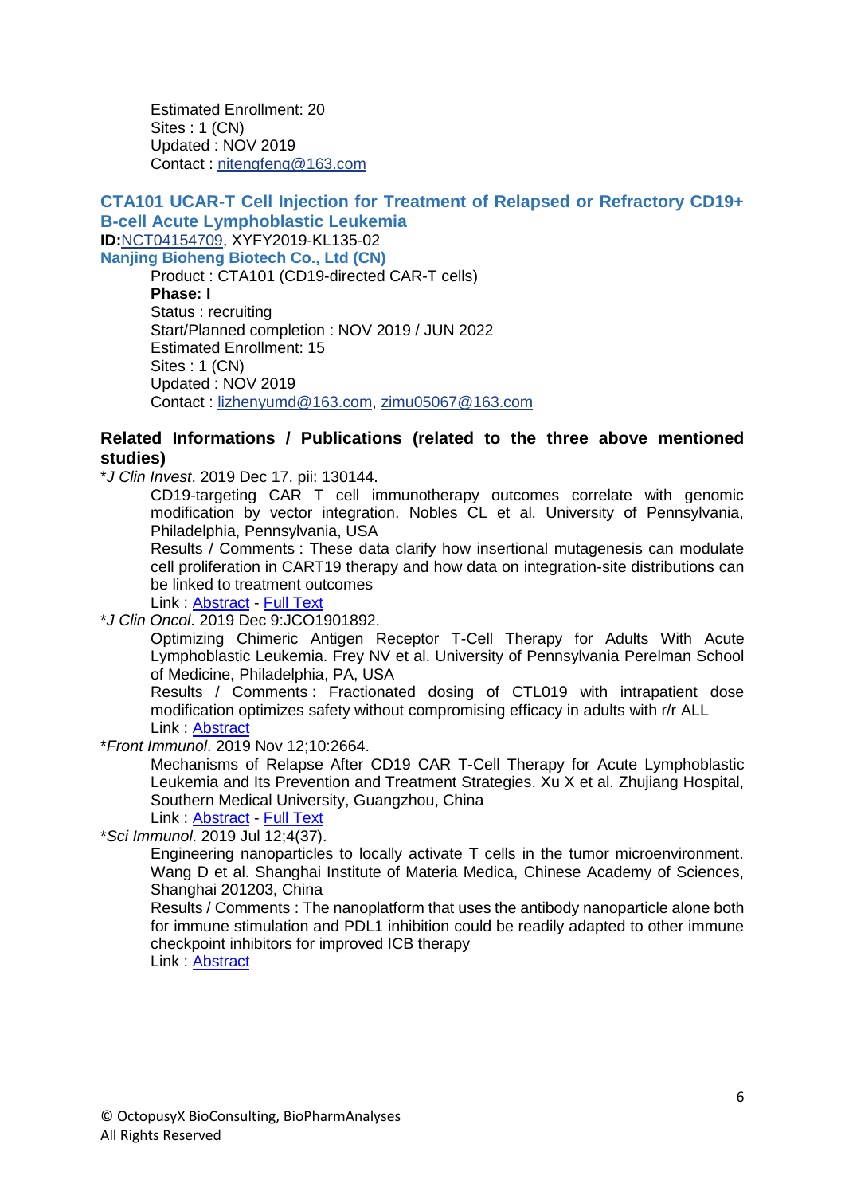Estimated Enrollment: 20
Sites : 1 (CN)
Updated : NOV 2019
Contact : nitengfeng@163.com

### CTA101 UCAR-T Cell Injection for Treatment of Relapsed or Refractory CD19+ B-cell Acute Lymphoblastic Leukemia

**ID:**NCT04154709, XYFY2019-KL135-02

**Nanjing Bioheng Biotech Co., Ltd (CN)**

Product : CTA101 (CD19-directed CAR-T cells)
**Phase: I**
Status : recruiting
Start/Planned completion : NOV 2019 / JUN 2022
Estimated Enrollment: 15
Sites : 1 (CN)
Updated : NOV 2019
Contact : lizhenyumd@163.com, zimu05067@163.com

### Related Informations / Publications (related to the three above mentioned studies)

*_J Clin Invest_. 2019 Dec 17. pii: 130144.

CD19-targeting CAR T cell immunotherapy outcomes correlate with genomic modification by vector integration. Nobles CL et al. University of Pennsylvania, Philadelphia, Pennsylvania, USA
Results / Comments : These data clarify how insertional mutagenesis can modulate cell proliferation in CART19 therapy and how data on integration-site distributions can be linked to treatment outcomes
Link : Abstract - Full Text

*_J Clin Oncol_. 2019 Dec 9:JCO1901892.

Optimizing Chimeric Antigen Receptor T-Cell Therapy for Adults With Acute Lymphoblastic Leukemia. Frey NV et al. University of Pennsylvania Perelman School of Medicine, Philadelphia, PA, USA
Results / Comments : Fractionated dosing of CTL019 with intrapatient dose modification optimizes safety without compromising efficacy in adults with r/r ALL
Link : Abstract

*_Front Immunol_. 2019 Nov 12;10:2664.

Mechanisms of Relapse After CD19 CAR T-Cell Therapy for Acute Lymphoblastic Leukemia and Its Prevention and Treatment Strategies. Xu X et al. Zhujiang Hospital, Southern Medical University, Guangzhou, China
Link : Abstract - Full Text

*_Sci Immunol_. 2019 Jul 12;4(37).

Engineering nanoparticles to locally activate T cells in the tumor microenvironment. Wang D et al. Shanghai Institute of Materia Medica, Chinese Academy of Sciences, Shanghai 201203, China
Results / Comments : The nanoplatform that uses the antibody nanoparticle alone both for immune stimulation and PDL1 inhibition could be readily adapted to other immune checkpoint inhibitors for improved ICB therapy
Link : Abstract

© OctopusyX BioConsulting, BioPharmAnalyses
All Rights Reserved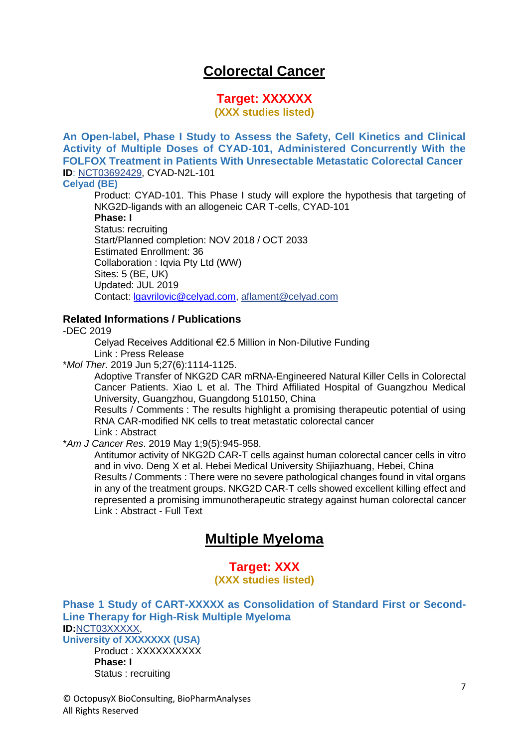# Colorectal Cancer

## Target: XXXXXX

**(XXX studies listed)**

### An Open-label, Phase I Study to Assess the Safety, Cell Kinetics and Clinical Activity of Multiple Doses of CYAD-101, Administered Concurrently With the FOLFOX Treatment in Patients With Unresectable Metastatic Colorectal Cancer

**ID**: NCT03692429, CYAD-N2L-101

**Celyad (BE)**

Product: CYAD-101. This Phase I study will explore the hypothesis that targeting of NKG2D-ligands with an allogeneic CAR T-cells, CYAD-101

**Phase: I**

Status: recruiting

Start/Planned completion: NOV 2018 / OCT 2033

Estimated Enrollment: 36

Collaboration : Iqvia Pty Ltd (WW)

Sites: 5 (BE, UK)

Updated: JUL 2019

Contact: lgavrilovic@celyad.com, aflament@celyad.com

**Related Informations / Publications**

-DEC 2019

Celyad Receives Additional €2.5 Million in Non-Dilutive Funding

Link : Press Release

**Mol Ther.* 2019 Jun 5;27(6):1114-1125.

Adoptive Transfer of NKG2D CAR mRNA-Engineered Natural Killer Cells in Colorectal Cancer Patients. Xiao L et al. The Third Affiliated Hospital of Guangzhou Medical University, Guangzhou, Guangdong 510150, China

Results / Comments : The results highlight a promising therapeutic potential of using RNA CAR-modified NK cells to treat metastatic colorectal cancer

Link : Abstract

**Am J Cancer Res*. 2019 May 1;9(5):945-958.

Antitumor activity of NKG2D CAR-T cells against human colorectal cancer cells in vitro and in vivo. Deng X et al. Hebei Medical University Shijiazhuang, Hebei, China

Results / Comments : There were no severe pathological changes found in vital organs in any of the treatment groups. NKG2D CAR-T cells showed excellent killing effect and represented a promising immunotherapeutic strategy against human colorectal cancer

Link : Abstract - Full Text

# Multiple Myeloma

## Target: XXX

**(XXX studies listed)**

### Phase 1 Study of CART-XXXXX as Consolidation of Standard First or Second-Line Therapy for High-Risk Multiple Myeloma

**ID:**NCT03XXXXX,

**University of XXXXXXX (USA)**

Product : XXXXXXXXXX

**Phase: I**

Status : recruiting

© OctopusyX BioConsulting, BioPharmAnalyses
All Rights Reserved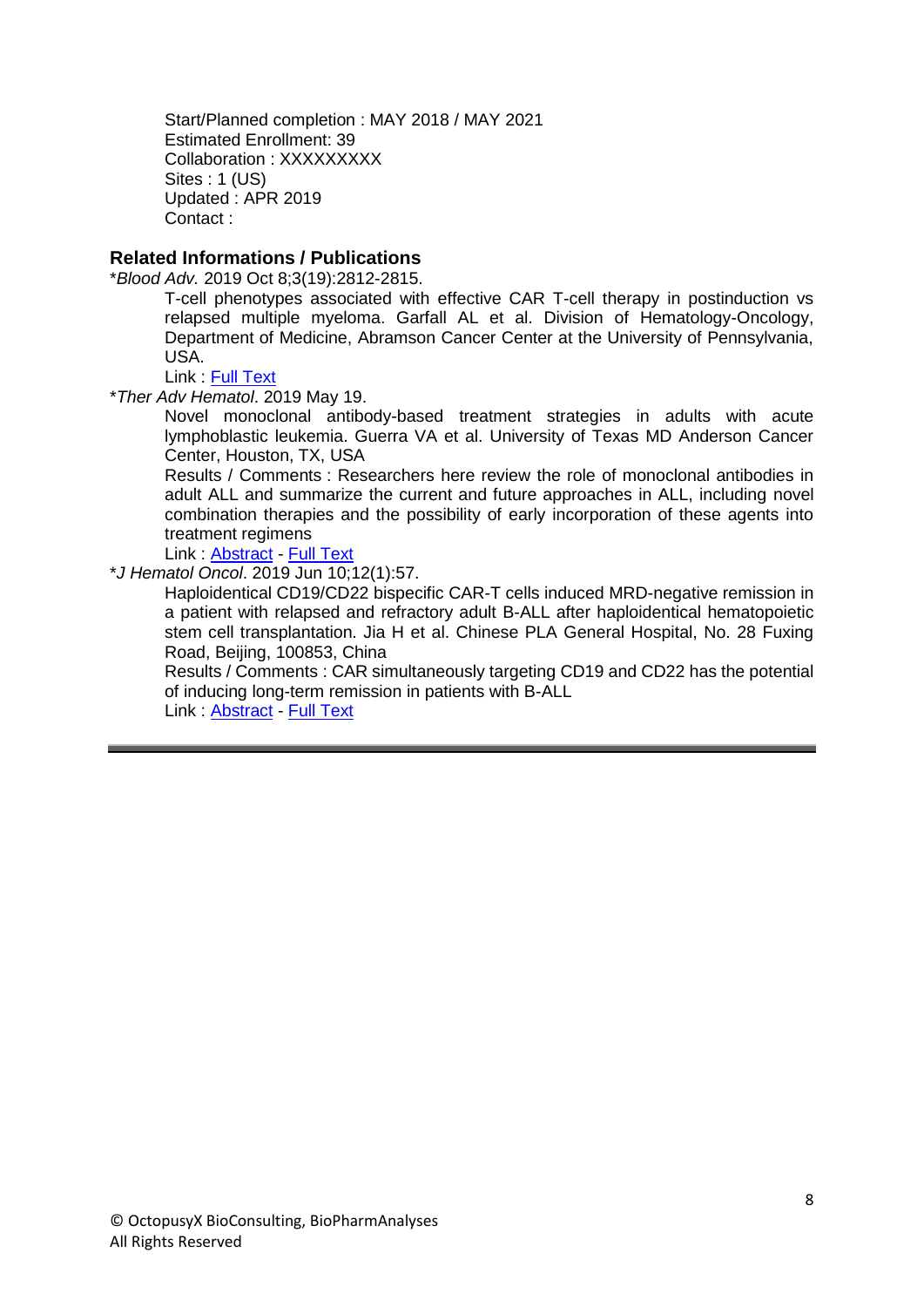Start/Planned completion : MAY 2018 / MAY 2021
Estimated Enrollment: 39
Collaboration : XXXXXXXXX
Sites : 1 (US)
Updated : APR 2019
Contact :

## Related Informations / Publications

**\****Blood Adv.* 2019 Oct 8;3(19):2812-2815.

T-cell phenotypes associated with effective CAR T-cell therapy in postinduction vs relapsed multiple myeloma. Garfall AL et al. Division of Hematology-Oncology, Department of Medicine, Abramson Cancer Center at the University of Pennsylvania, USA.

Link : Full Text

\**Ther Adv Hematol*. 2019 May 19.

Novel monoclonal antibody-based treatment strategies in adults with acute lymphoblastic leukemia. Guerra VA et al. University of Texas MD Anderson Cancer Center, Houston, TX, USA

Results / Comments : Researchers here review the role of monoclonal antibodies in adult ALL and summarize the current and future approaches in ALL, including novel combination therapies and the possibility of early incorporation of these agents into treatment regimens

Link : Abstract - Full Text

\**J Hematol Oncol*. 2019 Jun 10;12(1):57.

Haploidentical CD19/CD22 bispecific CAR-T cells induced MRD-negative remission in a patient with relapsed and refractory adult B-ALL after haploidentical hematopoietic stem cell transplantation. Jia H et al. Chinese PLA General Hospital, No. 28 Fuxing Road, Beijing, 100853, China

Results / Comments : CAR simultaneously targeting CD19 and CD22 has the potential of inducing long-term remission in patients with B-ALL

Link : Abstract - Full Text

© OctopusyX BioConsulting, BioPharmAnalyses
All Rights Reserved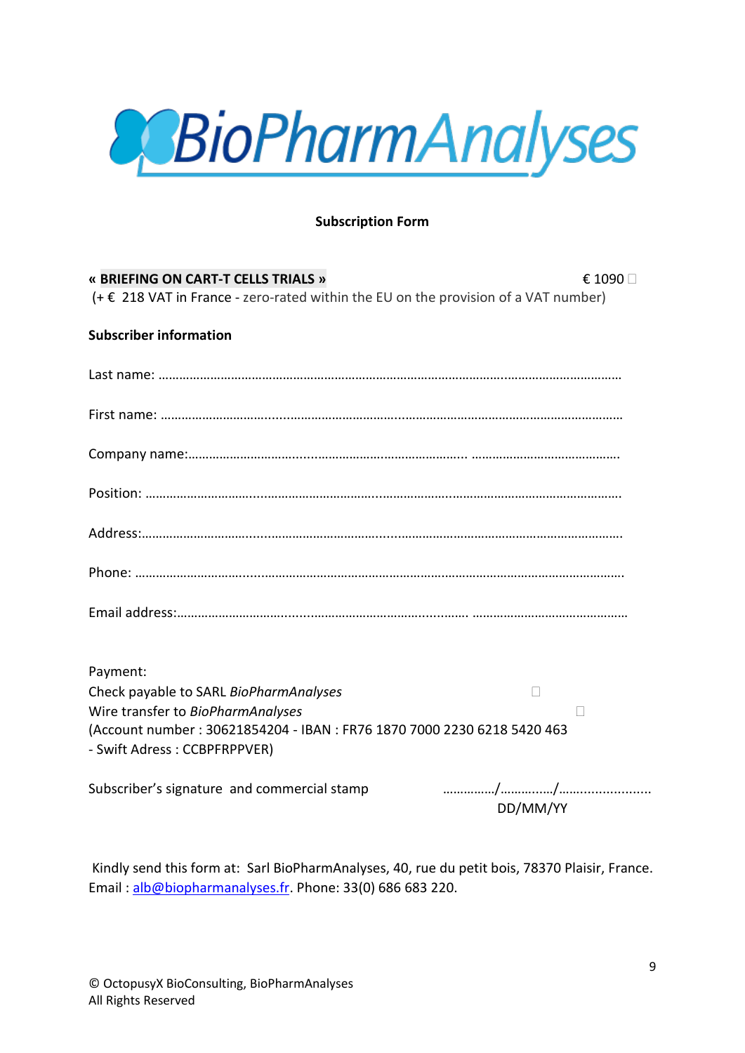BioPharmAnalyses

**Subscription Form**

**« BRIEFING ON CART-T CELLS TRIALS »** € 1090 ☐

(+ € 218 VAT in France - zero-rated within the EU on the provision of a VAT number)

**Subscriber information**

Last name: …………………………………………………………………………………………………………………

First name: …………………………………………………………………………………………………………………

Company name:…………………………………………………………………… ……………………………………

Position: ……………………………………………………………………………………………………………………

Address:……………………………………………………………………………………………………………………

Phone: ………………………………………………………………………………………………………………………

Email address:……………………………………………………………… ………………………………………

Payment:

Check payable to SARL *BioPharmAnalyses* ☐

Wire transfer to *BioPharmAnalyses* ☐

(Account number : 30621854204 - IBAN : FR76 1870 7000 2230 6218 5420 463 - Swift Adress : CCBPFRPPVER)

Subscriber's signature and commercial stamp ……………/……….…/…….................

DD/MM/YY

Kindly send this form at: Sarl BioPharmAnalyses, 40, rue du petit bois, 78370 Plaisir, France. Email : alb@biopharmanalyses.fr. Phone: 33(0) 686 683 220.

© OctopusyX BioConsulting, BioPharmAnalyses
All Rights Reserved